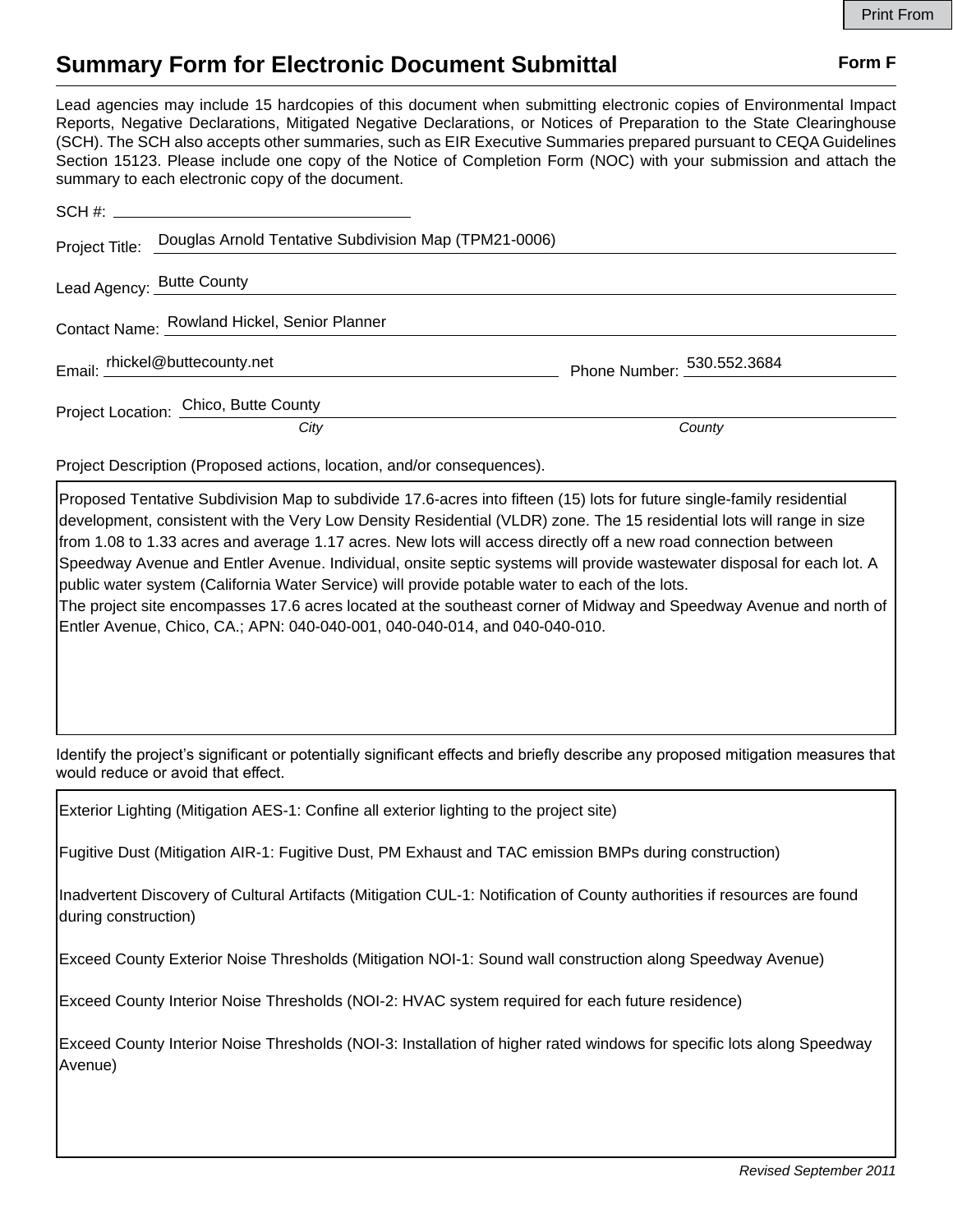# Summary Form for Electronic Document Submittal

**Form F**

Lead agencies may include 15 hardcopies of this document when submitting electronic copies of Environmental Impact Reports, Negative Declarations, Mitigated Negative Declarations, or Notices of Preparation to the State Clearinghouse (SCH). The SCH also accepts other summaries, such as EIR Executive Summaries prepared pursuant to CEQA Guidelines Section 15123. Please include one copy of the Notice of Completion Form (NOC) with your submission and attach the summary to each electronic copy of the document.

SCH #: 

Project Title: Douglas Arnold Tentative Subdivision Map (TPM21-0006)

Lead Agency: Butte County

Contact Name: Rowland Hickel, Senior Planner

Email: rhickel@buttecounty.net  Phone Number: 530.552.3684

Project Location: Chico, Butte County
*City* *County*

Project Description (Proposed actions, location, and/or consequences).

Proposed Tentative Subdivision Map to subdivide 17.6-acres into fifteen (15) lots for future single-family residential development, consistent with the Very Low Density Residential (VLDR) zone. The 15 residential lots will range in size from 1.08 to 1.33 acres and average 1.17 acres. New lots will access directly off a new road connection between Speedway Avenue and Entler Avenue. Individual, onsite septic systems will provide wastewater disposal for each lot. A public water system (California Water Service) will provide potable water to each of the lots.
The project site encompasses 17.6 acres located at the southeast corner of Midway and Speedway Avenue and north of Entler Avenue, Chico, CA.; APN: 040-040-001, 040-040-014, and 040-040-010.

Identify the project's significant or potentially significant effects and briefly describe any proposed mitigation measures that would reduce or avoid that effect.

Exterior Lighting (Mitigation AES-1: Confine all exterior lighting to the project site)

Fugitive Dust (Mitigation AIR-1: Fugitive Dust, PM Exhaust and TAC emission BMPs during construction)

Inadvertent Discovery of Cultural Artifacts (Mitigation CUL-1: Notification of County authorities if resources are found during construction)

Exceed County Exterior Noise Thresholds (Mitigation NOI-1: Sound wall construction along Speedway Avenue)

Exceed County Interior Noise Thresholds (NOI-2: HVAC system required for each future residence)

Exceed County Interior Noise Thresholds (NOI-3: Installation of higher rated windows for specific lots along Speedway Avenue)

*Revised September 2011*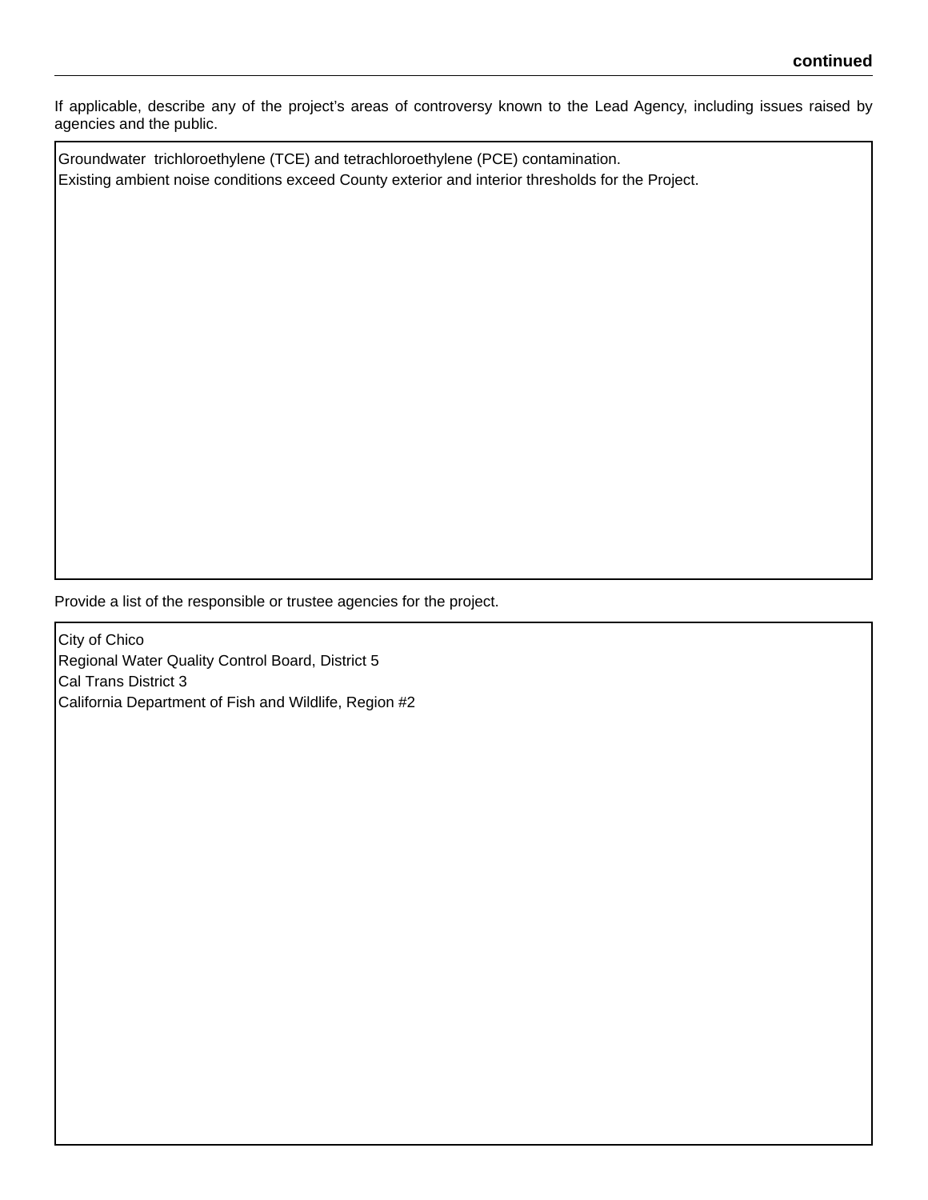**continued**

If applicable, describe any of the project's areas of controversy known to the Lead Agency, including issues raised by agencies and the public.

Groundwater  trichloroethylene (TCE) and tetrachloroethylene (PCE) contamination.
Existing ambient noise conditions exceed County exterior and interior thresholds for the Project.

Provide a list of the responsible or trustee agencies for the project.

City of Chico
Regional Water Quality Control Board, District 5
Cal Trans District 3
California Department of Fish and Wildlife, Region #2